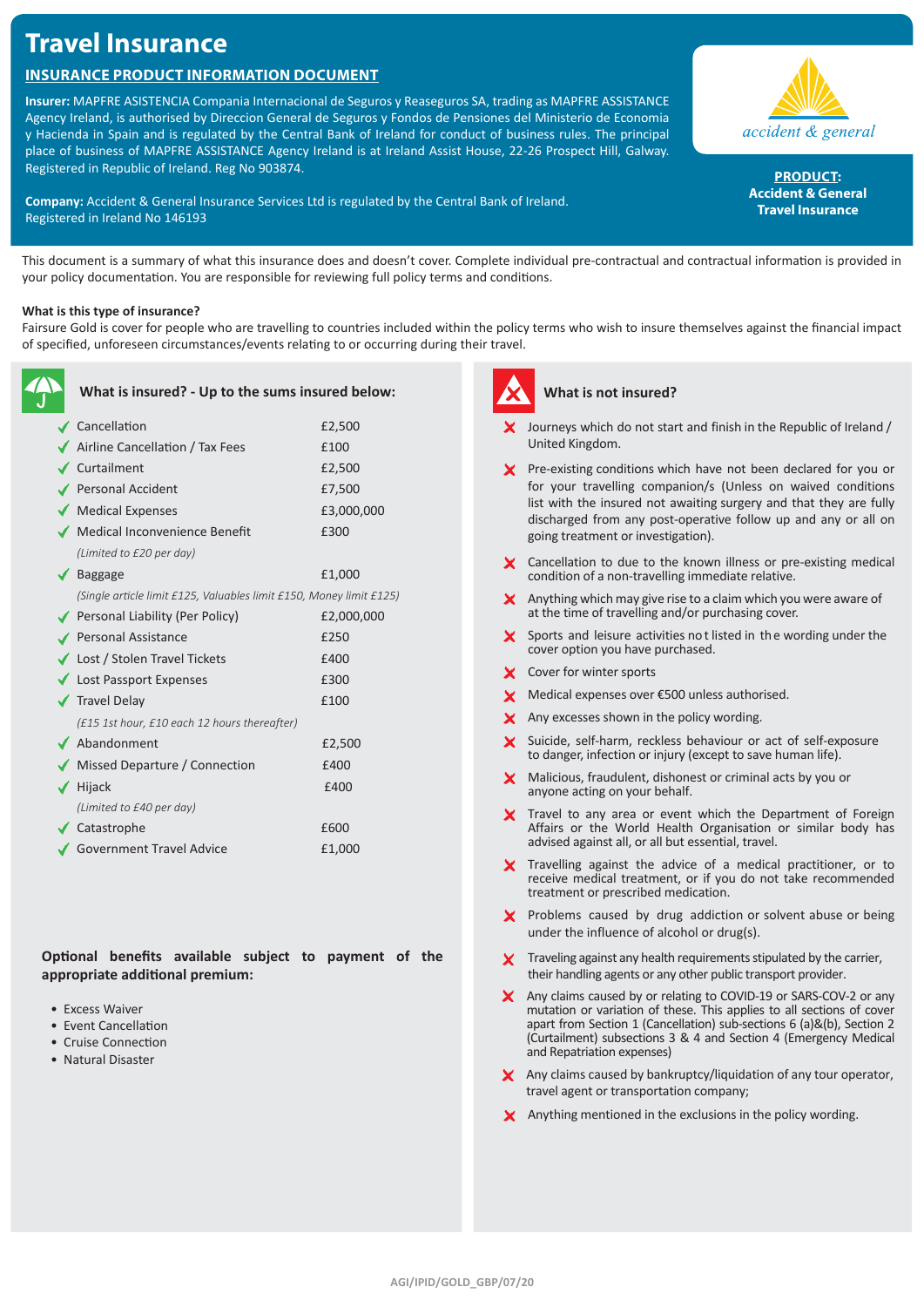# Travel Insurance

## INSURANCE PRODUCT INFORMATION DOCUMENT

**Insurer:** MAPFRE ASISTENCIA Compania Internacional de Seguros y Reaseguros SA, trading as MAPFRE ASSISTANCE Agency Ireland, is authorised by Direccion General de Seguros y Fondos de Pensiones del Ministerio de Economia y Hacienda in Spain and is regulated by the Central Bank of Ireland for conduct of business rules. The principal place of business of MAPFRE ASSISTANCE Agency Ireland is at Ireland Assist House, 22-26 Prospect Hill, Galway. Registered in Republic of Ireland. Reg No 903874.

**Company:** Accident & General Insurance Services Ltd is regulated by the Central Bank of Ireland. Registered in Ireland No 146193

accident & general

**PRODUCT:**
**Accident & General Travel Insurance**

This document is a summary of what this insurance does and doesn't cover. Complete individual pre-contractual and contractual information is provided in your policy documentation. You are responsible for reviewing full policy terms and conditions.

**What is this type of insurance?**

Fairsure Gold is cover for people who are travelling to countries included within the policy terms who wish to insure themselves against the financial impact of specified, unforeseen circumstances/events relating to or occurring during their travel.

### What is insured? - Up to the sums insured below:

| Benefit | Sum insured |
|---|---|
| ✓ Cancellation | £2,500 |
| ✓ Airline Cancellation / Tax Fees | £100 |
| ✓ Curtailment | £2,500 |
| ✓ Personal Accident | £7,500 |
| ✓ Medical Expenses | £3,000,000 |
| ✓ Medical Inconvenience Benefit | £300 |
| *(Limited to £20 per day)* | |
| ✓ Baggage | £1,000 |
| *(Single article limit £125, Valuables limit £150, Money limit £125)* | |
| ✓ Personal Liability (Per Policy) | £2,000,000 |
| ✓ Personal Assistance | £250 |
| ✓ Lost / Stolen Travel Tickets | £400 |
| ✓ Lost Passport Expenses | £300 |
| ✓ Travel Delay | £100 |
| *(£15 1st hour, £10 each 12 hours thereafter)* | |
| ✓ Abandonment | £2,500 |
| ✓ Missed Departure / Connection | £400 |
| ✓ Hijack | £400 |
| *(Limited to £40 per day)* | |
| ✓ Catastrophe | £600 |
| ✓ Government Travel Advice | £1,000 |

**Optional benefits available subject to payment of the appropriate additional premium:**

- Excess Waiver
- Event Cancellation
- Cruise Connection
- Natural Disaster

### What is not insured?

- ✗ Journeys which do not start and finish in the Republic of Ireland / United Kingdom.
- ✗ Pre-existing conditions which have not been declared for you or for your travelling companion/s (Unless on waived conditions list with the insured not awaiting surgery and that they are fully discharged from any post-operative follow up and any or all on going treatment or investigation).
- ✗ Cancellation to due to the known illness or pre-existing medical condition of a non-travelling immediate relative.
- ✗ Anything which may give rise to a claim which you were aware of at the time of travelling and/or purchasing cover.
- ✗ Sports and leisure activities not listed in the wording under the cover option you have purchased.
- ✗ Cover for winter sports
- ✗ Medical expenses over €500 unless authorised.
- ✗ Any excesses shown in the policy wording.
- ✗ Suicide, self-harm, reckless behaviour or act of self-exposure to danger, infection or injury (except to save human life).
- ✗ Malicious, fraudulent, dishonest or criminal acts by you or anyone acting on your behalf.
- ✗ Travel to any area or event which the Department of Foreign Affairs or the World Health Organisation or similar body has advised against all, or all but essential, travel.
- ✗ Travelling against the advice of a medical practitioner, or to receive medical treatment, or if you do not take recommended treatment or prescribed medication.
- ✗ Problems caused by drug addiction or solvent abuse or being under the influence of alcohol or drug(s).
- ✗ Traveling against any health requirements stipulated by the carrier, their handling agents or any other public transport provider.
- ✗ Any claims caused by or relating to COVID-19 or SARS-COV-2 or any mutation or variation of these. This applies to all sections of cover apart from Section 1 (Cancellation) sub-sections 6 (a)&(b), Section 2 (Curtailment) subsections 3 & 4 and Section 4 (Emergency Medical and Repatriation expenses)
- ✗ Any claims caused by bankruptcy/liquidation of any tour operator, travel agent or transportation company;
- ✗ Anything mentioned in the exclusions in the policy wording.

AGI/IPID/GOLD_GBP/07/20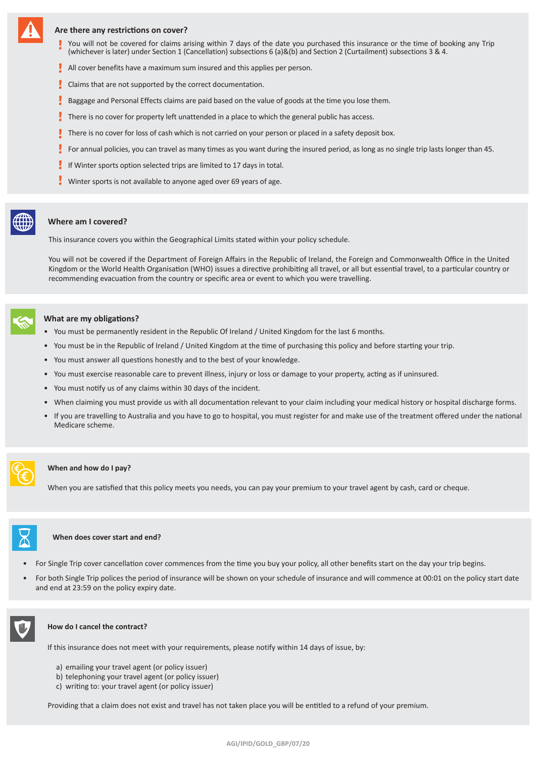## Are there any restrictions on cover?

- ! You will not be covered for claims arising within 7 days of the date you purchased this insurance or the time of booking any Trip (whichever is later) under Section 1 (Cancellation) subsections 6 (a)&(b) and Section 2 (Curtailment) subsections 3 & 4.
- ! All cover benefits have a maximum sum insured and this applies per person.
- ! Claims that are not supported by the correct documentation.
- ! Baggage and Personal Effects claims are paid based on the value of goods at the time you lose them.
- ! There is no cover for property left unattended in a place to which the general public has access.
- ! There is no cover for loss of cash which is not carried on your person or placed in a safety deposit box.
- ! For annual policies, you can travel as many times as you want during the insured period, as long as no single trip lasts longer than 45.
- ! If Winter sports option selected trips are limited to 17 days in total.
- ! Winter sports is not available to anyone aged over 69 years of age.

## Where am I covered?

This insurance covers you within the Geographical Limits stated within your policy schedule.

You will not be covered if the Department of Foreign Affairs in the Republic of Ireland, the Foreign and Commonwealth Office in the United Kingdom or the World Health Organisation (WHO) issues a directive prohibiting all travel, or all but essential travel, to a particular country or recommending evacuation from the country or specific area or event to which you were travelling.

## What are my obligations?

- You must be permanently resident in the Republic Of Ireland / United Kingdom for the last 6 months.
- You must be in the Republic of Ireland / United Kingdom at the time of purchasing this policy and before starting your trip.
- You must answer all questions honestly and to the best of your knowledge.
- You must exercise reasonable care to prevent illness, injury or loss or damage to your property, acting as if uninsured.
- You must notify us of any claims within 30 days of the incident.
- When claiming you must provide us with all documentation relevant to your claim including your medical history or hospital discharge forms.
- If you are travelling to Australia and you have to go to hospital, you must register for and make use of the treatment offered under the national Medicare scheme.

## When and how do I pay?

When you are satisfied that this policy meets you needs, you can pay your premium to your travel agent by cash, card or cheque.

## When does cover start and end?

- For Single Trip cover cancellation cover commences from the time you buy your policy, all other benefits start on the day your trip begins.
- For both Single Trip polices the period of insurance will be shown on your schedule of insurance and will commence at 00:01 on the policy start date and end at 23:59 on the policy expiry date.

## How do I cancel the contract?

If this insurance does not meet with your requirements, please notify within 14 days of issue, by:

a) emailing your travel agent (or policy issuer)
b) telephoning your travel agent (or policy issuer)
c) writing to: your travel agent (or policy issuer)

Providing that a claim does not exist and travel has not taken place you will be entitled to a refund of your premium.

AGI/IPID/GOLD_GBP/07/20